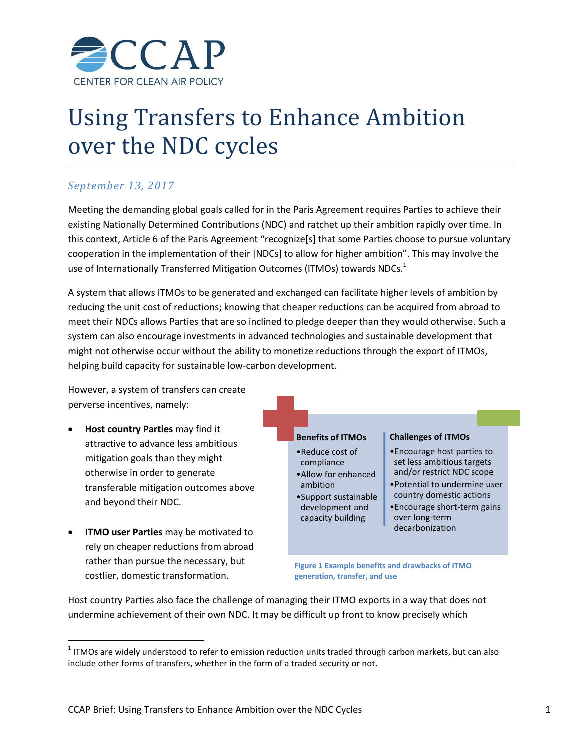CCAP
CENTER FOR CLEAN AIR POLICY

# Using Transfers to Enhance Ambition over the NDC cycles

*September 13, 2017*

Meeting the demanding global goals called for in the Paris Agreement requires Parties to achieve their existing Nationally Determined Contributions (NDC) and ratchet up their ambition rapidly over time. In this context, Article 6 of the Paris Agreement "recognize[s] that some Parties choose to pursue voluntary cooperation in the implementation of their [NDCs] to allow for higher ambition". This may involve the use of Internationally Transferred Mitigation Outcomes (ITMOs) towards NDCs.[1]

A system that allows ITMOs to be generated and exchanged can facilitate higher levels of ambition by reducing the unit cost of reductions; knowing that cheaper reductions can be acquired from abroad to meet their NDCs allows Parties that are so inclined to pledge deeper than they would otherwise. Such a system can also encourage investments in advanced technologies and sustainable development that might not otherwise occur without the ability to monetize reductions through the export of ITMOs, helping build capacity for sustainable low-carbon development.

However, a system of transfers can create perverse incentives, namely:

- **Host country Parties** may find it attractive to advance less ambitious mitigation goals than they might otherwise in order to generate transferable mitigation outcomes above and beyond their NDC.
- **ITMO user Parties** may be motivated to rely on cheaper reductions from abroad rather than pursue the necessary, but costlier, domestic transformation.

| Benefits of ITMOs | Challenges of ITMOs |
| --- | --- |
| • Reduce cost of compliance<br>• Allow for enhanced ambition<br>• Support sustainable development and capacity building | • Encourage host parties to set less ambitious targets and/or restrict NDC scope<br>• Potential to undermine user country domestic actions<br>• Encourage short-term gains over long-term decarbonization |

**Figure 1 Example benefits and drawbacks of ITMO generation, transfer, and use**

Host country Parties also face the challenge of managing their ITMO exports in a way that does not undermine achievement of their own NDC. It may be difficult up front to know precisely which

[1] ITMOs are widely understood to refer to emission reduction units traded through carbon markets, but can also include other forms of transfers, whether in the form of a traded security or not.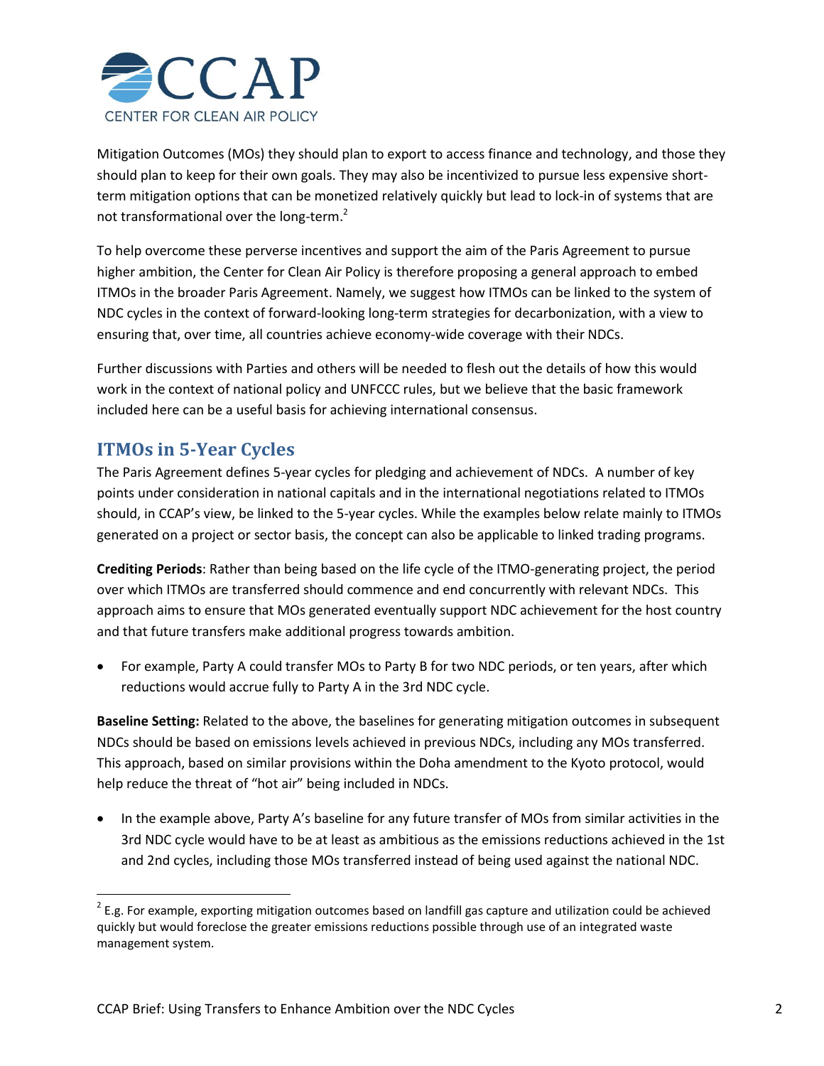Mitigation Outcomes (MOs) they should plan to export to access finance and technology, and those they should plan to keep for their own goals. They may also be incentivized to pursue less expensive short-term mitigation options that can be monetized relatively quickly but lead to lock-in of systems that are not transformational over the long-term.[2]

To help overcome these perverse incentives and support the aim of the Paris Agreement to pursue higher ambition, the Center for Clean Air Policy is therefore proposing a general approach to embed ITMOs in the broader Paris Agreement. Namely, we suggest how ITMOs can be linked to the system of NDC cycles in the context of forward-looking long-term strategies for decarbonization, with a view to ensuring that, over time, all countries achieve economy-wide coverage with their NDCs.

Further discussions with Parties and others will be needed to flesh out the details of how this would work in the context of national policy and UNFCCC rules, but we believe that the basic framework included here can be a useful basis for achieving international consensus.

## ITMOs in 5-Year Cycles

The Paris Agreement defines 5-year cycles for pledging and achievement of NDCs. A number of key points under consideration in national capitals and in the international negotiations related to ITMOs should, in CCAP's view, be linked to the 5-year cycles. While the examples below relate mainly to ITMOs generated on a project or sector basis, the concept can also be applicable to linked trading programs.

**Crediting Periods**: Rather than being based on the life cycle of the ITMO-generating project, the period over which ITMOs are transferred should commence and end concurrently with relevant NDCs. This approach aims to ensure that MOs generated eventually support NDC achievement for the host country and that future transfers make additional progress towards ambition.

- For example, Party A could transfer MOs to Party B for two NDC periods, or ten years, after which reductions would accrue fully to Party A in the 3rd NDC cycle.

**Baseline Setting:** Related to the above, the baselines for generating mitigation outcomes in subsequent NDCs should be based on emissions levels achieved in previous NDCs, including any MOs transferred. This approach, based on similar provisions within the Doha amendment to the Kyoto protocol, would help reduce the threat of "hot air" being included in NDCs.

- In the example above, Party A's baseline for any future transfer of MOs from similar activities in the 3rd NDC cycle would have to be at least as ambitious as the emissions reductions achieved in the 1st and 2nd cycles, including those MOs transferred instead of being used against the national NDC.

[2] E.g. For example, exporting mitigation outcomes based on landfill gas capture and utilization could be achieved quickly but would foreclose the greater emissions reductions possible through use of an integrated waste management system.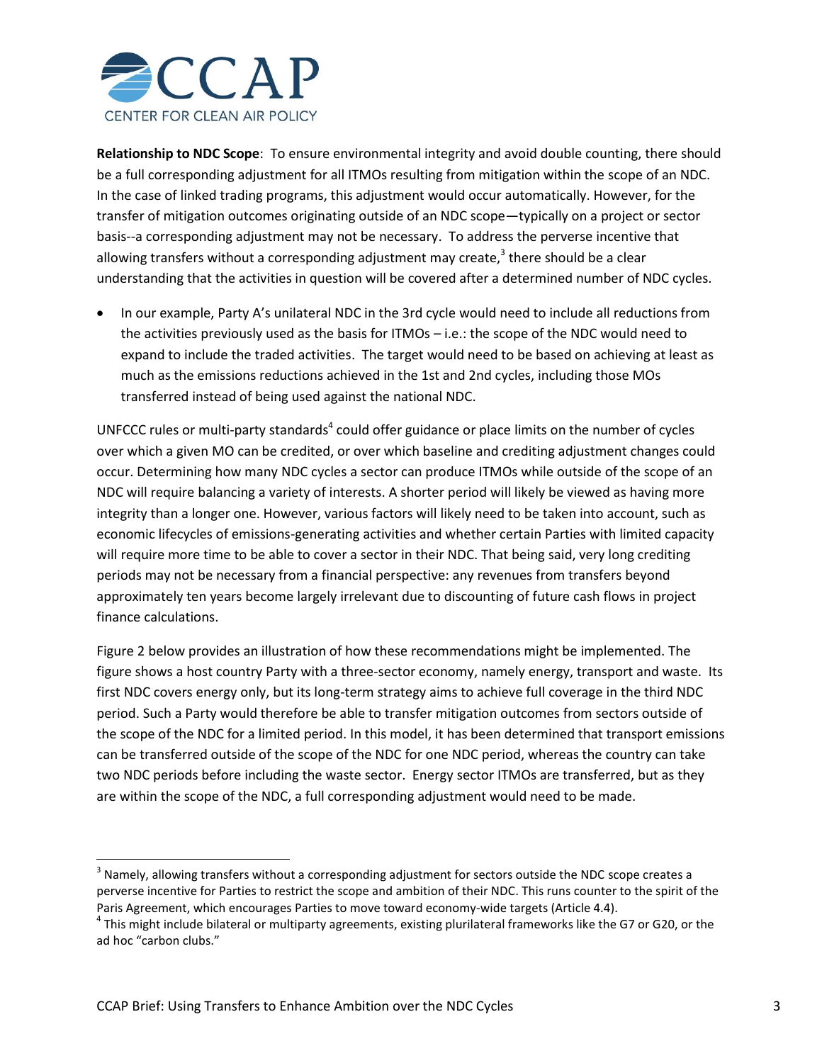**Relationship to NDC Scope**: To ensure environmental integrity and avoid double counting, there should be a full corresponding adjustment for all ITMOs resulting from mitigation within the scope of an NDC. In the case of linked trading programs, this adjustment would occur automatically. However, for the transfer of mitigation outcomes originating outside of an NDC scope—typically on a project or sector basis--a corresponding adjustment may not be necessary. To address the perverse incentive that allowing transfers without a corresponding adjustment may create,[3] there should be a clear understanding that the activities in question will be covered after a determined number of NDC cycles.

- In our example, Party A's unilateral NDC in the 3rd cycle would need to include all reductions from the activities previously used as the basis for ITMOs – i.e.: the scope of the NDC would need to expand to include the traded activities. The target would need to be based on achieving at least as much as the emissions reductions achieved in the 1st and 2nd cycles, including those MOs transferred instead of being used against the national NDC.

UNFCCC rules or multi-party standards[4] could offer guidance or place limits on the number of cycles over which a given MO can be credited, or over which baseline and crediting adjustment changes could occur. Determining how many NDC cycles a sector can produce ITMOs while outside of the scope of an NDC will require balancing a variety of interests. A shorter period will likely be viewed as having more integrity than a longer one. However, various factors will likely need to be taken into account, such as economic lifecycles of emissions-generating activities and whether certain Parties with limited capacity will require more time to be able to cover a sector in their NDC. That being said, very long crediting periods may not be necessary from a financial perspective: any revenues from transfers beyond approximately ten years become largely irrelevant due to discounting of future cash flows in project finance calculations.

Figure 2 below provides an illustration of how these recommendations might be implemented. The figure shows a host country Party with a three-sector economy, namely energy, transport and waste. Its first NDC covers energy only, but its long-term strategy aims to achieve full coverage in the third NDC period. Such a Party would therefore be able to transfer mitigation outcomes from sectors outside of the scope of the NDC for a limited period. In this model, it has been determined that transport emissions can be transferred outside of the scope of the NDC for one NDC period, whereas the country can take two NDC periods before including the waste sector. Energy sector ITMOs are transferred, but as they are within the scope of the NDC, a full corresponding adjustment would need to be made.

[3] Namely, allowing transfers without a corresponding adjustment for sectors outside the NDC scope creates a perverse incentive for Parties to restrict the scope and ambition of their NDC. This runs counter to the spirit of the Paris Agreement, which encourages Parties to move toward economy-wide targets (Article 4.4).

[4] This might include bilateral or multiparty agreements, existing plurilateral frameworks like the G7 or G20, or the ad hoc "carbon clubs."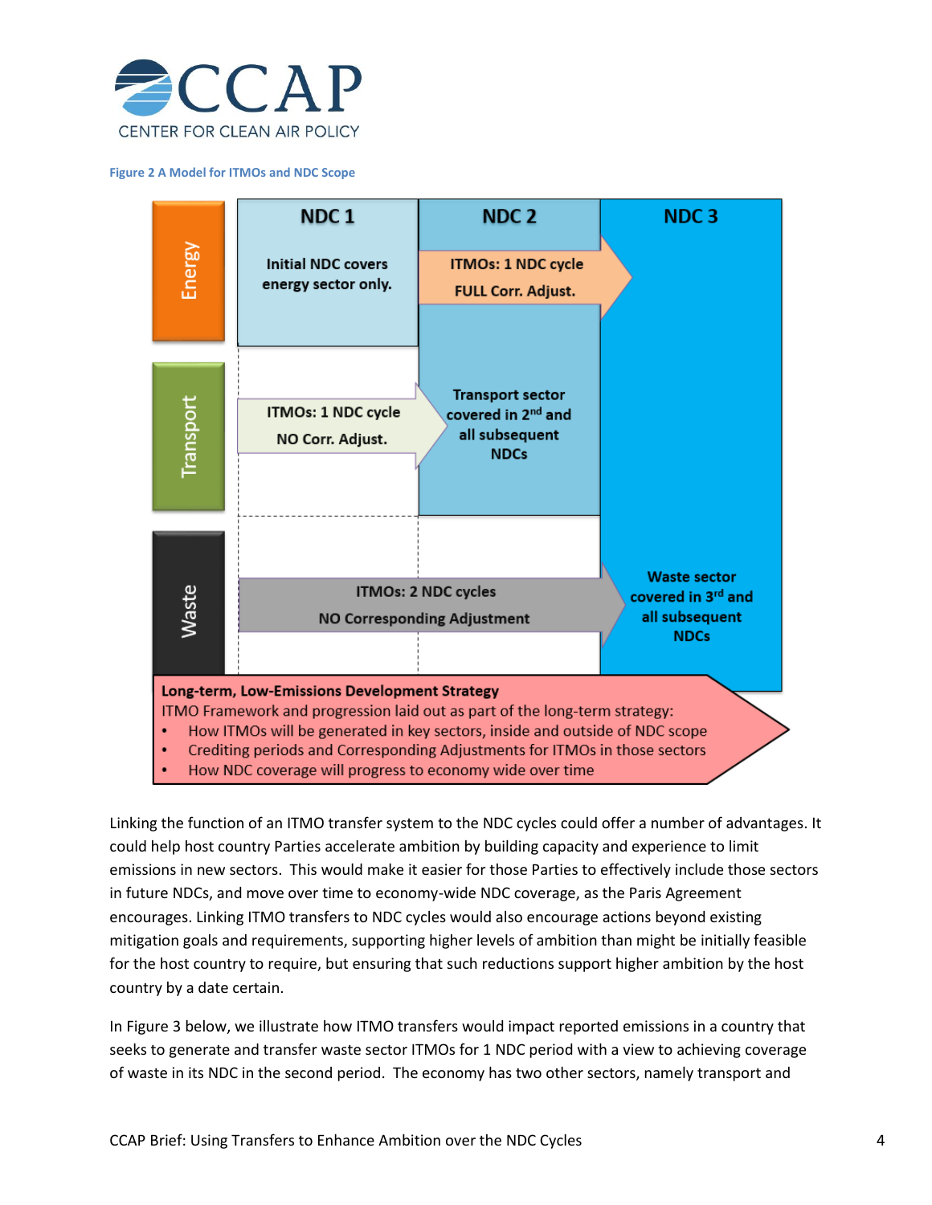**Figure 2 A Model for ITMOs and NDC Scope**

| | NDC 1 | NDC 2 | NDC 3 |
|---|---|---|---|
| Energy | Initial NDC covers energy sector only. | ITMOs: 1 NDC cycle FULL Corr. Adjust. | |
| Transport | ITMOs: 1 NDC cycle NO Corr. Adjust. | Transport sector covered in 2nd and all subsequent NDCs | |
| Waste | ITMOs: 2 NDC cycles NO Corresponding Adjustment | | Waste sector covered in 3rd and all subsequent NDCs |

**Long-term, Low-Emissions Development Strategy**

ITMO Framework and progression laid out as part of the long-term strategy:

- How ITMOs will be generated in key sectors, inside and outside of NDC scope
- Crediting periods and Corresponding Adjustments for ITMOs in those sectors
- How NDC coverage will progress to economy wide over time

Linking the function of an ITMO transfer system to the NDC cycles could offer a number of advantages. It could help host country Parties accelerate ambition by building capacity and experience to limit emissions in new sectors. This would make it easier for those Parties to effectively include those sectors in future NDCs, and move over time to economy-wide NDC coverage, as the Paris Agreement encourages. Linking ITMO transfers to NDC cycles would also encourage actions beyond existing mitigation goals and requirements, supporting higher levels of ambition than might be initially feasible for the host country to require, but ensuring that such reductions support higher ambition by the host country by a date certain.

In Figure 3 below, we illustrate how ITMO transfers would impact reported emissions in a country that seeks to generate and transfer waste sector ITMOs for 1 NDC period with a view to achieving coverage of waste in its NDC in the second period. The economy has two other sectors, namely transport and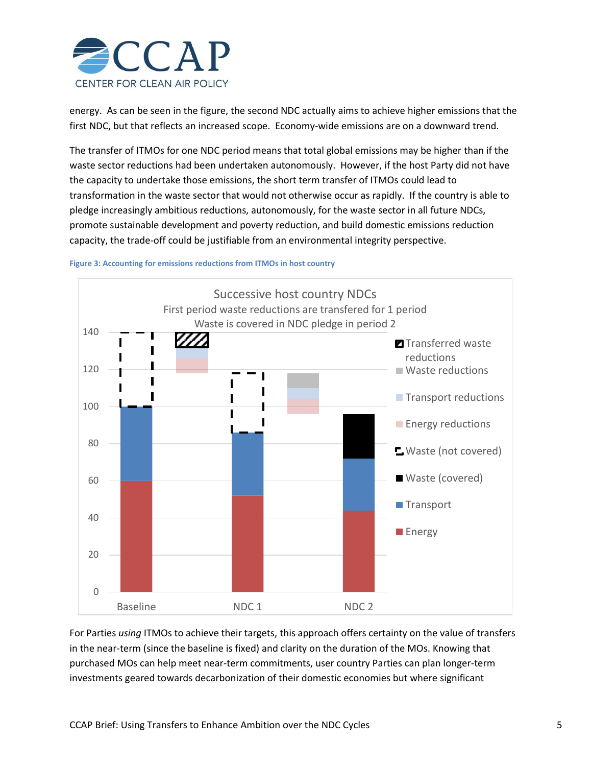energy. As can be seen in the figure, the second NDC actually aims to achieve higher emissions that the first NDC, but that reflects an increased scope. Economy-wide emissions are on a downward trend.

The transfer of ITMOs for one NDC period means that total global emissions may be higher than if the waste sector reductions had been undertaken autonomously. However, if the host Party did not have the capacity to undertake those emissions, the short term transfer of ITMOs could lead to transformation in the waste sector that would not otherwise occur as rapidly. If the country is able to pledge increasingly ambitious reductions, autonomously, for the waste sector in all future NDCs, promote sustainable development and poverty reduction, and build domestic emissions reduction capacity, the trade-off could be justifiable from an environmental integrity perspective.

**Figure 3: Accounting for emissions reductions from ITMOs in host country**

For Parties *using* ITMOs to achieve their targets, this approach offers certainty on the value of transfers in the near-term (since the baseline is fixed) and clarity on the duration of the MOs. Knowing that purchased MOs can help meet near-term commitments, user country Parties can plan longer-term investments geared towards decarbonization of their domestic economies but where significant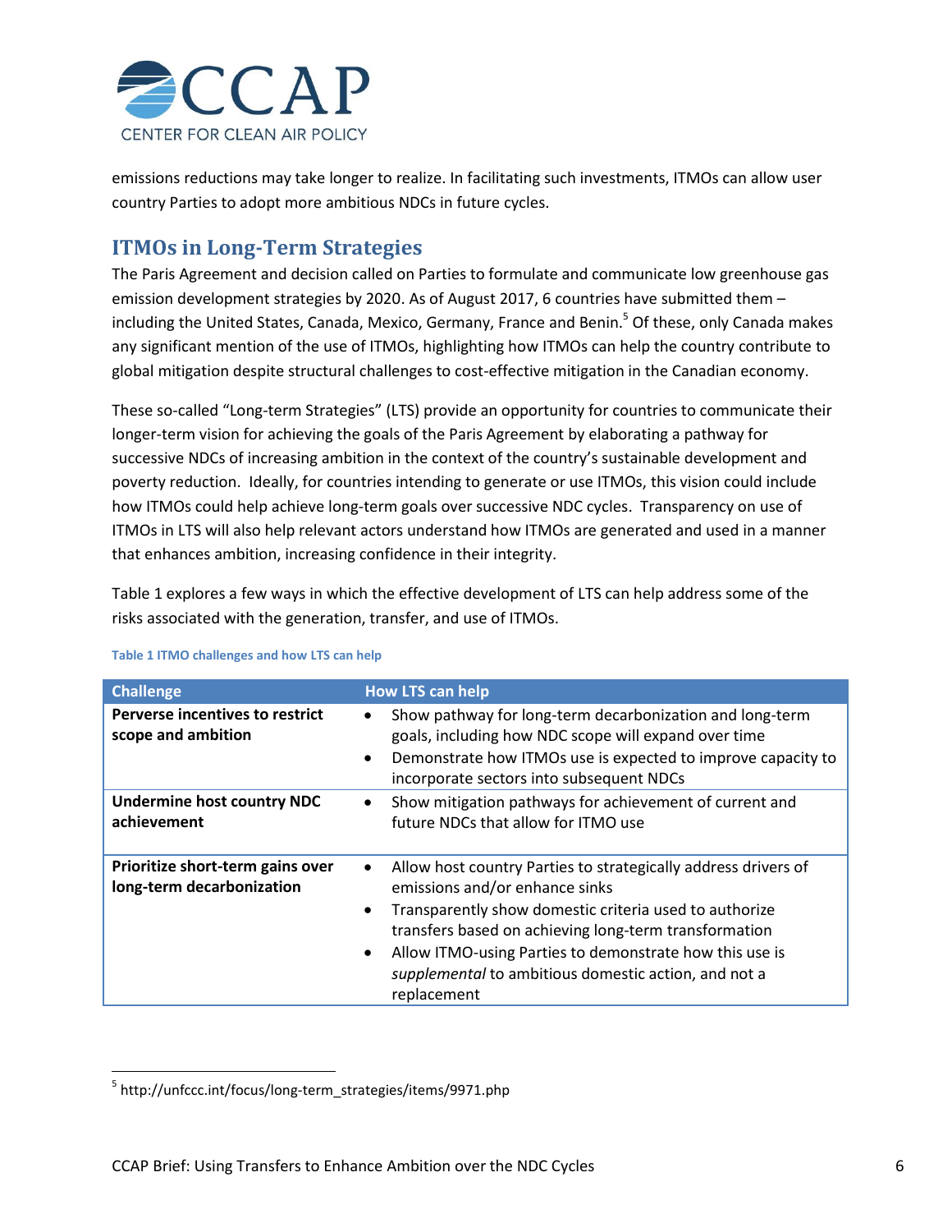emissions reductions may take longer to realize. In facilitating such investments, ITMOs can allow user country Parties to adopt more ambitious NDCs in future cycles.

## ITMOs in Long-Term Strategies

The Paris Agreement and decision called on Parties to formulate and communicate low greenhouse gas emission development strategies by 2020. As of August 2017, 6 countries have submitted them – including the United States, Canada, Mexico, Germany, France and Benin.[5] Of these, only Canada makes any significant mention of the use of ITMOs, highlighting how ITMOs can help the country contribute to global mitigation despite structural challenges to cost-effective mitigation in the Canadian economy.

These so-called "Long-term Strategies" (LTS) provide an opportunity for countries to communicate their longer-term vision for achieving the goals of the Paris Agreement by elaborating a pathway for successive NDCs of increasing ambition in the context of the country's sustainable development and poverty reduction. Ideally, for countries intending to generate or use ITMOs, this vision could include how ITMOs could help achieve long-term goals over successive NDC cycles. Transparency on use of ITMOs in LTS will also help relevant actors understand how ITMOs are generated and used in a manner that enhances ambition, increasing confidence in their integrity.

Table 1 explores a few ways in which the effective development of LTS can help address some of the risks associated with the generation, transfer, and use of ITMOs.

**Table 1 ITMO challenges and how LTS can help**

| Challenge | How LTS can help |
|---|---|
| **Perverse incentives to restrict scope and ambition** | • Show pathway for long-term decarbonization and long-term goals, including how NDC scope will expand over time<br>• Demonstrate how ITMOs use is expected to improve capacity to incorporate sectors into subsequent NDCs |
| **Undermine host country NDC achievement** | • Show mitigation pathways for achievement of current and future NDCs that allow for ITMO use |
| **Prioritize short-term gains over long-term decarbonization** | • Allow host country Parties to strategically address drivers of emissions and/or enhance sinks<br>• Transparently show domestic criteria used to authorize transfers based on achieving long-term transformation<br>• Allow ITMO-using Parties to demonstrate how this use is *supplemental* to ambitious domestic action, and not a replacement |

[5] http://unfccc.int/focus/long-term_strategies/items/9971.php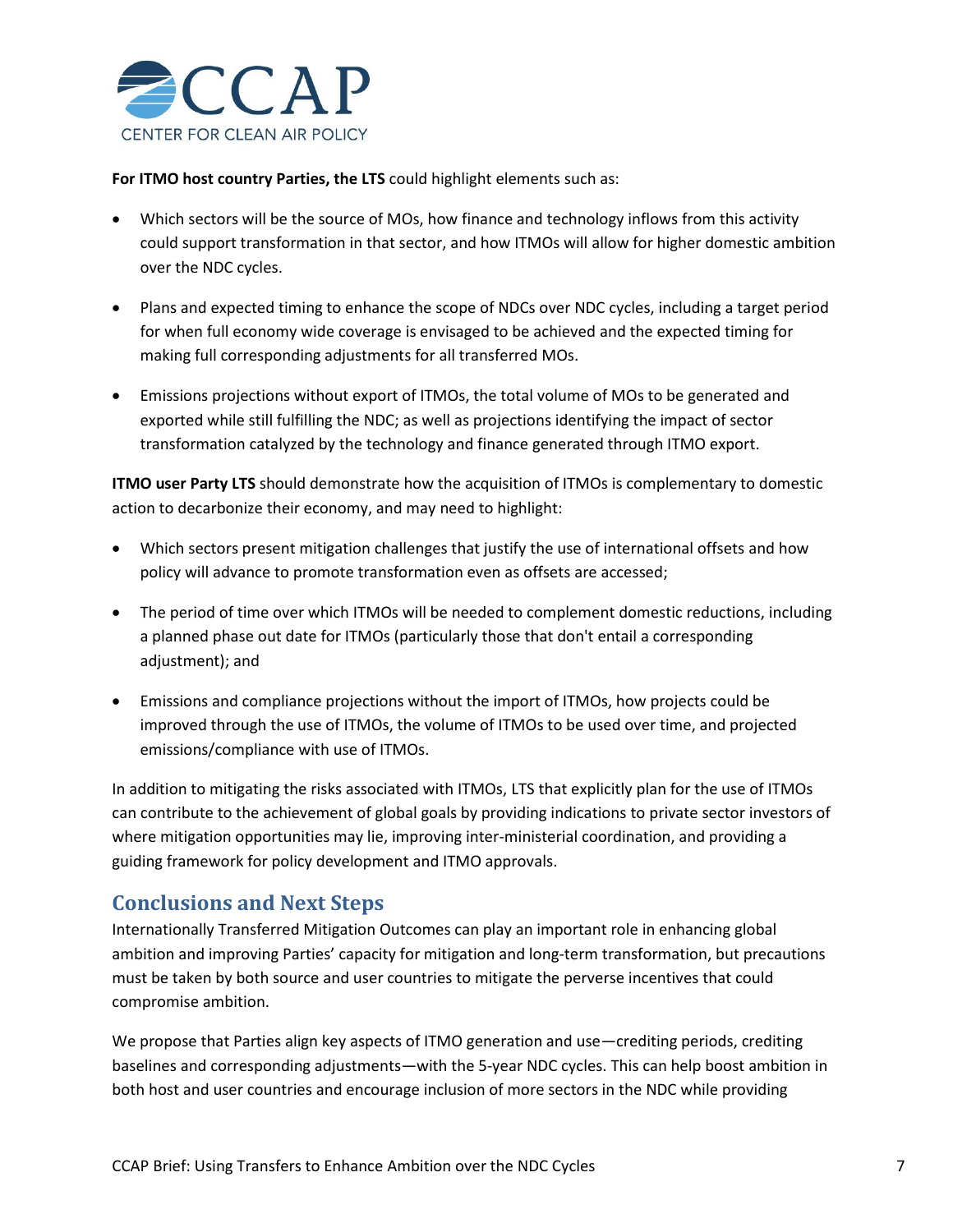**For ITMO host country Parties, the LTS** could highlight elements such as:

- Which sectors will be the source of MOs, how finance and technology inflows from this activity could support transformation in that sector, and how ITMOs will allow for higher domestic ambition over the NDC cycles.
- Plans and expected timing to enhance the scope of NDCs over NDC cycles, including a target period for when full economy wide coverage is envisaged to be achieved and the expected timing for making full corresponding adjustments for all transferred MOs.
- Emissions projections without export of ITMOs, the total volume of MOs to be generated and exported while still fulfilling the NDC; as well as projections identifying the impact of sector transformation catalyzed by the technology and finance generated through ITMO export.

**ITMO user Party LTS** should demonstrate how the acquisition of ITMOs is complementary to domestic action to decarbonize their economy, and may need to highlight:

- Which sectors present mitigation challenges that justify the use of international offsets and how policy will advance to promote transformation even as offsets are accessed;
- The period of time over which ITMOs will be needed to complement domestic reductions, including a planned phase out date for ITMOs (particularly those that don't entail a corresponding adjustment); and
- Emissions and compliance projections without the import of ITMOs, how projects could be improved through the use of ITMOs, the volume of ITMOs to be used over time, and projected emissions/compliance with use of ITMOs.

In addition to mitigating the risks associated with ITMOs, LTS that explicitly plan for the use of ITMOs can contribute to the achievement of global goals by providing indications to private sector investors of where mitigation opportunities may lie, improving inter-ministerial coordination, and providing a guiding framework for policy development and ITMO approvals.

## Conclusions and Next Steps

Internationally Transferred Mitigation Outcomes can play an important role in enhancing global ambition and improving Parties' capacity for mitigation and long-term transformation, but precautions must be taken by both source and user countries to mitigate the perverse incentives that could compromise ambition.

We propose that Parties align key aspects of ITMO generation and use—crediting periods, crediting baselines and corresponding adjustments—with the 5-year NDC cycles. This can help boost ambition in both host and user countries and encourage inclusion of more sectors in the NDC while providing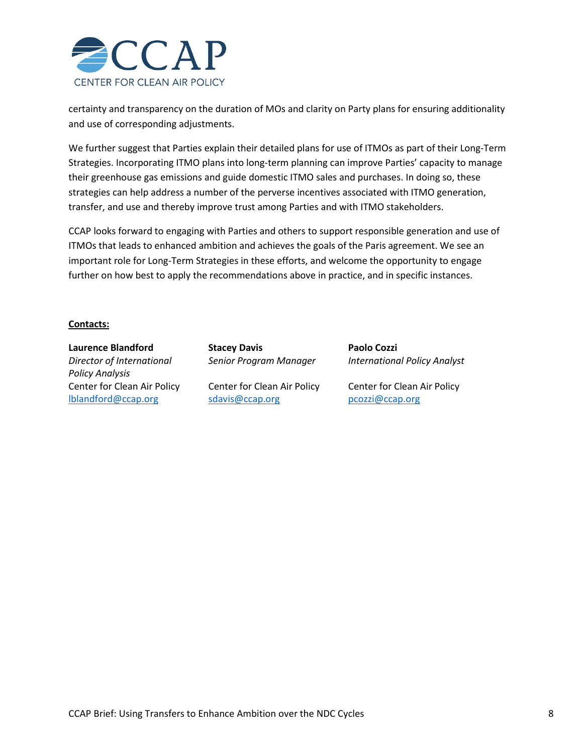certainty and transparency on the duration of MOs and clarity on Party plans for ensuring additionality and use of corresponding adjustments.

We further suggest that Parties explain their detailed plans for use of ITMOs as part of their Long-Term Strategies. Incorporating ITMO plans into long-term planning can improve Parties' capacity to manage their greenhouse gas emissions and guide domestic ITMO sales and purchases. In doing so, these strategies can help address a number of the perverse incentives associated with ITMO generation, transfer, and use and thereby improve trust among Parties and with ITMO stakeholders.

CCAP looks forward to engaging with Parties and others to support responsible generation and use of ITMOs that leads to enhanced ambition and achieves the goals of the Paris agreement. We see an important role for Long-Term Strategies in these efforts, and welcome the opportunity to engage further on how best to apply the recommendations above in practice, and in specific instances.

**Contacts:**

**Laurence Blandford**
*Director of International Policy Analysis*
Center for Clean Air Policy
lblandford@ccap.org

**Stacey Davis**
*Senior Program Manager*
Center for Clean Air Policy
sdavis@ccap.org

**Paolo Cozzi**
*International Policy Analyst*
Center for Clean Air Policy
pcozzi@ccap.org